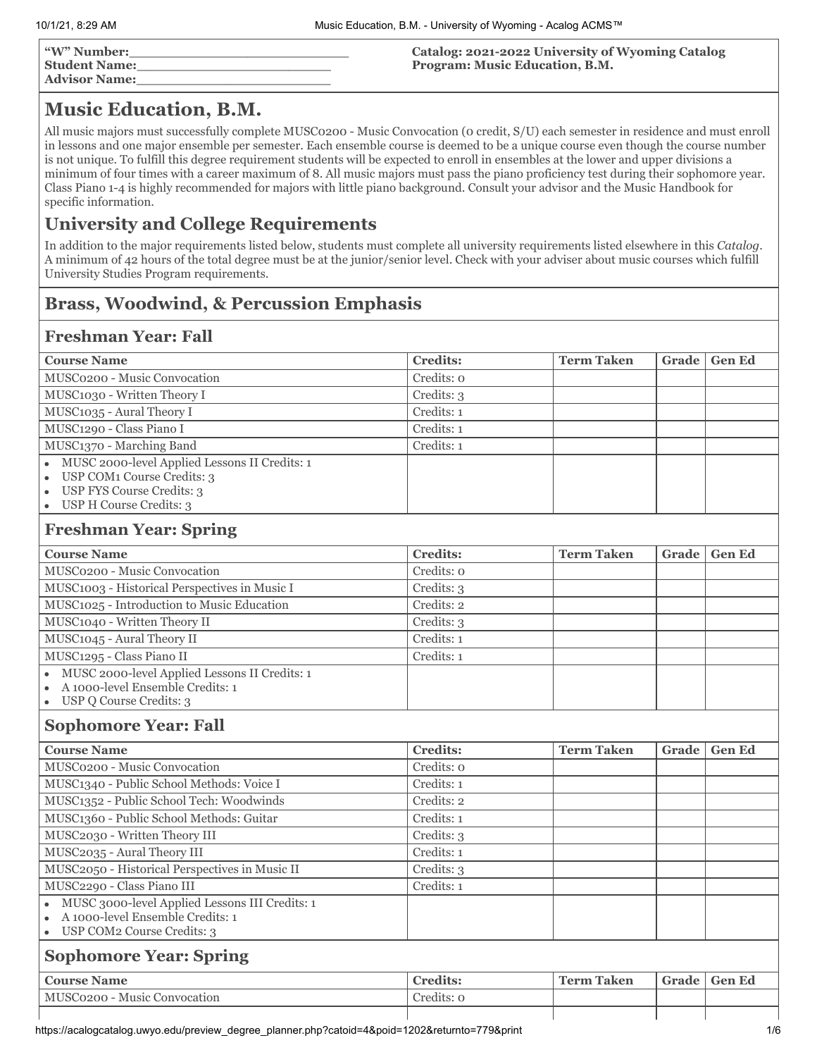**"W" Number:**\_\_\_\_\_\_\_\_\_\_\_\_\_\_\_\_\_\_\_\_\_\_\_\_\_\_
**Student Name:**\_\_\_\_\_\_\_\_\_\_\_\_\_\_\_\_\_\_\_\_\_\_\_\_\_
**Advisor Name:**\_\_\_\_\_\_\_\_\_\_\_\_\_\_\_\_\_\_\_\_\_\_\_\_\_

**Catalog: 2021-2022 University of Wyoming Catalog**
**Program: Music Education, B.M.**

# Music Education, B.M.

All music majors must successfully complete MUSC0200 - Music Convocation (0 credit, S/U) each semester in residence and must enroll in lessons and one major ensemble per semester. Each ensemble course is deemed to be a unique course even though the course number is not unique. To fulfill this degree requirement students will be expected to enroll in ensembles at the lower and upper divisions a minimum of four times with a career maximum of 8. All music majors must pass the piano proficiency test during their sophomore year. Class Piano 1-4 is highly recommended for majors with little piano background. Consult your advisor and the Music Handbook for specific information.

## University and College Requirements

In addition to the major requirements listed below, students must complete all university requirements listed elsewhere in this *Catalog*. A minimum of 42 hours of the total degree must be at the junior/senior level. Check with your adviser about music courses which fulfill University Studies Program requirements.

## Brass, Woodwind, & Percussion Emphasis

### Freshman Year: Fall

| Course Name | Credits: | Term Taken | Grade | Gen Ed |
|---|---|---|---|---|
| MUSC0200 - Music Convocation | Credits: 0 | | | |
| MUSC1030 - Written Theory I | Credits: 3 | | | |
| MUSC1035 - Aural Theory I | Credits: 1 | | | |
| MUSC1290 - Class Piano I | Credits: 1 | | | |
| MUSC1370 - Marching Band | Credits: 1 | | | |
| • MUSC 2000-level Applied Lessons II Credits: 1<br>• USP COM1 Course Credits: 3<br>• USP FYS Course Credits: 3<br>• USP H Course Credits: 3 | | | | |

### Freshman Year: Spring

| Course Name | Credits: | Term Taken | Grade | Gen Ed |
|---|---|---|---|---|
| MUSC0200 - Music Convocation | Credits: 0 | | | |
| MUSC1003 - Historical Perspectives in Music I | Credits: 3 | | | |
| MUSC1025 - Introduction to Music Education | Credits: 2 | | | |
| MUSC1040 - Written Theory II | Credits: 3 | | | |
| MUSC1045 - Aural Theory II | Credits: 1 | | | |
| MUSC1295 - Class Piano II | Credits: 1 | | | |
| • MUSC 2000-level Applied Lessons II Credits: 1<br>• A 1000-level Ensemble Credits: 1<br>• USP Q Course Credits: 3 | | | | |

### Sophomore Year: Fall

| Course Name | Credits: | Term Taken | Grade | Gen Ed |
|---|---|---|---|---|
| MUSC0200 - Music Convocation | Credits: 0 | | | |
| MUSC1340 - Public School Methods: Voice I | Credits: 1 | | | |
| MUSC1352 - Public School Tech: Woodwinds | Credits: 2 | | | |
| MUSC1360 - Public School Methods: Guitar | Credits: 1 | | | |
| MUSC2030 - Written Theory III | Credits: 3 | | | |
| MUSC2035 - Aural Theory III | Credits: 1 | | | |
| MUSC2050 - Historical Perspectives in Music II | Credits: 3 | | | |
| MUSC2290 - Class Piano III | Credits: 1 | | | |
| • MUSC 3000-level Applied Lessons III Credits: 1<br>• A 1000-level Ensemble Credits: 1<br>• USP COM2 Course Credits: 3 | | | | |

### Sophomore Year: Spring

| Course Name | Credits: | Term Taken | Grade | Gen Ed |
|---|---|---|---|---|
| MUSC0200 - Music Convocation | Credits: 0 | | | |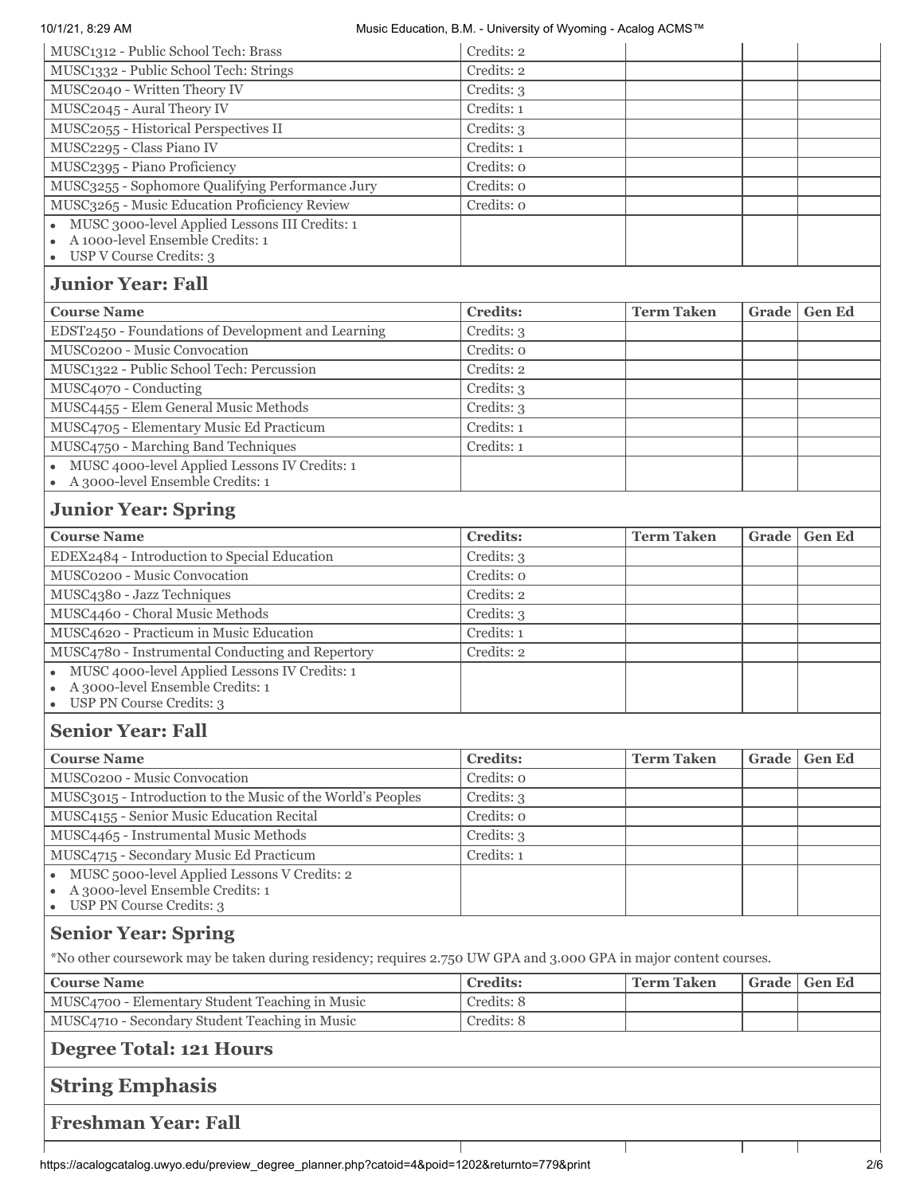| Course Name | Credits: | Term Taken | Grade | Gen Ed |
|---|---|---|---|---|
| MUSC1312 - Public School Tech: Brass | Credits: 2 | | | |
| MUSC1332 - Public School Tech: Strings | Credits: 2 | | | |
| MUSC2040 - Written Theory IV | Credits: 3 | | | |
| MUSC2045 - Aural Theory IV | Credits: 1 | | | |
| MUSC2055 - Historical Perspectives II | Credits: 3 | | | |
| MUSC2295 - Class Piano IV | Credits: 1 | | | |
| MUSC2395 - Piano Proficiency | Credits: 0 | | | |
| MUSC3255 - Sophomore Qualifying Performance Jury | Credits: 0 | | | |
| MUSC3265 - Music Education Proficiency Review | Credits: 0 | | | |
| • MUSC 3000-level Applied Lessons III Credits: 1<br>• A 1000-level Ensemble Credits: 1<br>• USP V Course Credits: 3 | | | | |

## Junior Year: Fall

| Course Name | Credits: | Term Taken | Grade | Gen Ed |
|---|---|---|---|---|
| EDST2450 - Foundations of Development and Learning | Credits: 3 | | | |
| MUSC0200 - Music Convocation | Credits: 0 | | | |
| MUSC1322 - Public School Tech: Percussion | Credits: 2 | | | |
| MUSC4070 - Conducting | Credits: 3 | | | |
| MUSC4455 - Elem General Music Methods | Credits: 3 | | | |
| MUSC4705 - Elementary Music Ed Practicum | Credits: 1 | | | |
| MUSC4750 - Marching Band Techniques | Credits: 1 | | | |
| • MUSC 4000-level Applied Lessons IV Credits: 1<br>• A 3000-level Ensemble Credits: 1 | | | | |

## Junior Year: Spring

| Course Name | Credits: | Term Taken | Grade | Gen Ed |
|---|---|---|---|---|
| EDEX2484 - Introduction to Special Education | Credits: 3 | | | |
| MUSC0200 - Music Convocation | Credits: 0 | | | |
| MUSC4380 - Jazz Techniques | Credits: 2 | | | |
| MUSC4460 - Choral Music Methods | Credits: 3 | | | |
| MUSC4620 - Practicum in Music Education | Credits: 1 | | | |
| MUSC4780 - Instrumental Conducting and Repertory | Credits: 2 | | | |
| • MUSC 4000-level Applied Lessons IV Credits: 1<br>• A 3000-level Ensemble Credits: 1<br>• USP PN Course Credits: 3 | | | | |

## Senior Year: Fall

| Course Name | Credits: | Term Taken | Grade | Gen Ed |
|---|---|---|---|---|
| MUSC0200 - Music Convocation | Credits: 0 | | | |
| MUSC3015 - Introduction to the Music of the World's Peoples | Credits: 3 | | | |
| MUSC4155 - Senior Music Education Recital | Credits: 0 | | | |
| MUSC4465 - Instrumental Music Methods | Credits: 3 | | | |
| MUSC4715 - Secondary Music Ed Practicum | Credits: 1 | | | |
| • MUSC 5000-level Applied Lessons V Credits: 2<br>• A 3000-level Ensemble Credits: 1<br>• USP PN Course Credits: 3 | | | | |

## Senior Year: Spring

*No other coursework may be taken during residency; requires 2.750 UW GPA and 3.000 GPA in major content courses.

| Course Name | Credits: | Term Taken | Grade | Gen Ed |
|---|---|---|---|---|
| MUSC4700 - Elementary Student Teaching in Music | Credits: 8 | | | |
| MUSC4710 - Secondary Student Teaching in Music | Credits: 8 | | | |

## Degree Total: 121 Hours

## String Emphasis

## Freshman Year: Fall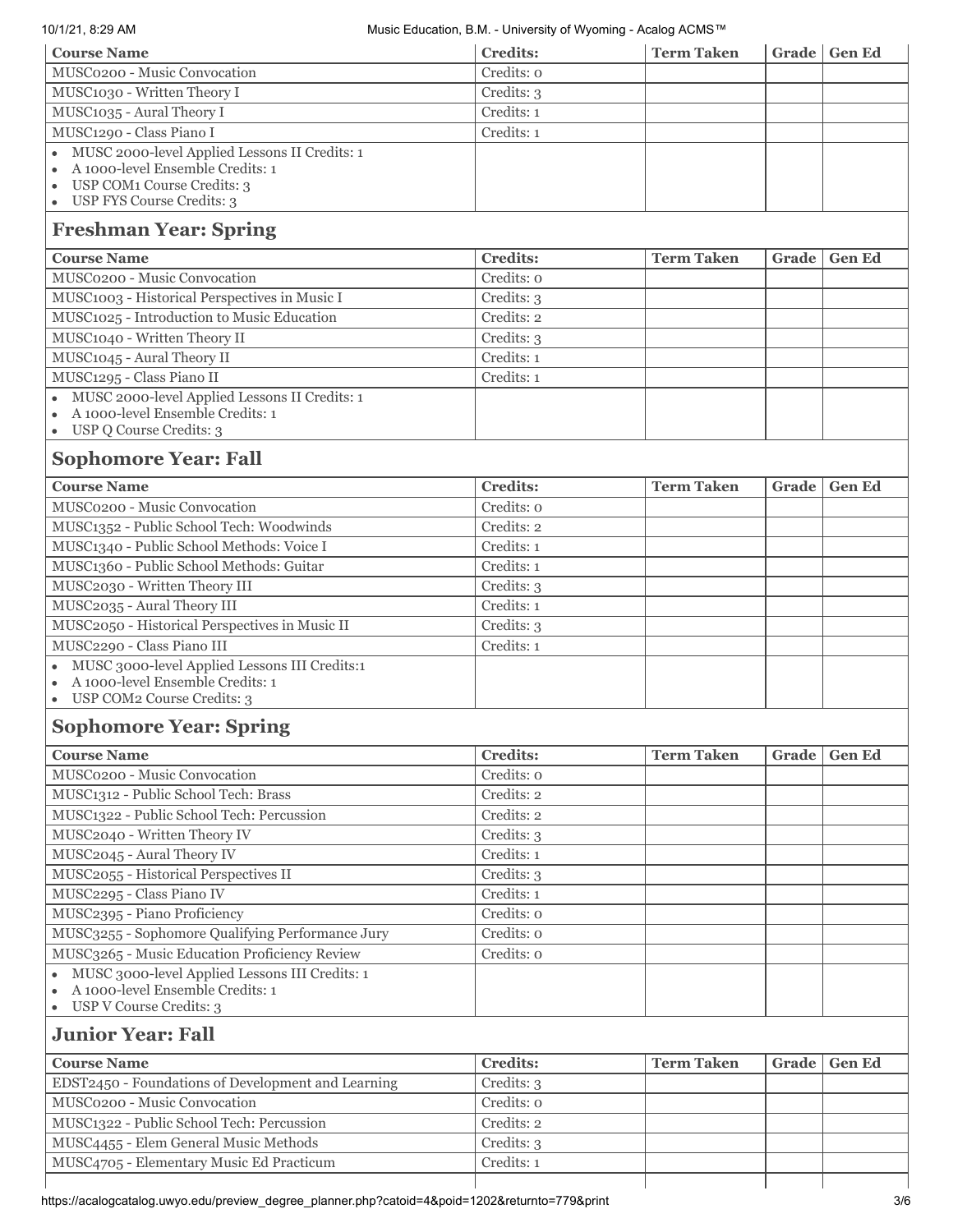| Course Name | Credits: | Term Taken | Grade | Gen Ed |
| --- | --- | --- | --- | --- |
| MUSC0200 - Music Convocation | Credits: 0 | | | |
| MUSC1030 - Written Theory I | Credits: 3 | | | |
| MUSC1035 - Aural Theory I | Credits: 1 | | | |
| MUSC1290 - Class Piano I | Credits: 1 | | | |
| • MUSC 2000-level Applied Lessons II Credits: 1 • A 1000-level Ensemble Credits: 1 • USP COM1 Course Credits: 3 • USP FYS Course Credits: 3 | | | | |

## Freshman Year: Spring

| Course Name | Credits: | Term Taken | Grade | Gen Ed |
| --- | --- | --- | --- | --- |
| MUSC0200 - Music Convocation | Credits: 0 | | | |
| MUSC1003 - Historical Perspectives in Music I | Credits: 3 | | | |
| MUSC1025 - Introduction to Music Education | Credits: 2 | | | |
| MUSC1040 - Written Theory II | Credits: 3 | | | |
| MUSC1045 - Aural Theory II | Credits: 1 | | | |
| MUSC1295 - Class Piano II | Credits: 1 | | | |
| • MUSC 2000-level Applied Lessons II Credits: 1 • A 1000-level Ensemble Credits: 1 • USP Q Course Credits: 3 | | | | |

## Sophomore Year: Fall

| Course Name | Credits: | Term Taken | Grade | Gen Ed |
| --- | --- | --- | --- | --- |
| MUSC0200 - Music Convocation | Credits: 0 | | | |
| MUSC1352 - Public School Tech: Woodwinds | Credits: 2 | | | |
| MUSC1340 - Public School Methods: Voice I | Credits: 1 | | | |
| MUSC1360 - Public School Methods: Guitar | Credits: 1 | | | |
| MUSC2030 - Written Theory III | Credits: 3 | | | |
| MUSC2035 - Aural Theory III | Credits: 1 | | | |
| MUSC2050 - Historical Perspectives in Music II | Credits: 3 | | | |
| MUSC2290 - Class Piano III | Credits: 1 | | | |
| • MUSC 3000-level Applied Lessons III Credits:1 • A 1000-level Ensemble Credits: 1 • USP COM2 Course Credits: 3 | | | | |

## Sophomore Year: Spring

| Course Name | Credits: | Term Taken | Grade | Gen Ed |
| --- | --- | --- | --- | --- |
| MUSC0200 - Music Convocation | Credits: 0 | | | |
| MUSC1312 - Public School Tech: Brass | Credits: 2 | | | |
| MUSC1322 - Public School Tech: Percussion | Credits: 2 | | | |
| MUSC2040 - Written Theory IV | Credits: 3 | | | |
| MUSC2045 - Aural Theory IV | Credits: 1 | | | |
| MUSC2055 - Historical Perspectives II | Credits: 3 | | | |
| MUSC2295 - Class Piano IV | Credits: 1 | | | |
| MUSC2395 - Piano Proficiency | Credits: 0 | | | |
| MUSC3255 - Sophomore Qualifying Performance Jury | Credits: 0 | | | |
| MUSC3265 - Music Education Proficiency Review | Credits: 0 | | | |
| • MUSC 3000-level Applied Lessons III Credits: 1 • A 1000-level Ensemble Credits: 1 • USP V Course Credits: 3 | | | | |

## Junior Year: Fall

| Course Name | Credits: | Term Taken | Grade | Gen Ed |
| --- | --- | --- | --- | --- |
| EDST2450 - Foundations of Development and Learning | Credits: 3 | | | |
| MUSC0200 - Music Convocation | Credits: 0 | | | |
| MUSC1322 - Public School Tech: Percussion | Credits: 2 | | | |
| MUSC4455 - Elem General Music Methods | Credits: 3 | | | |
| MUSC4705 - Elementary Music Ed Practicum | Credits: 1 | | | |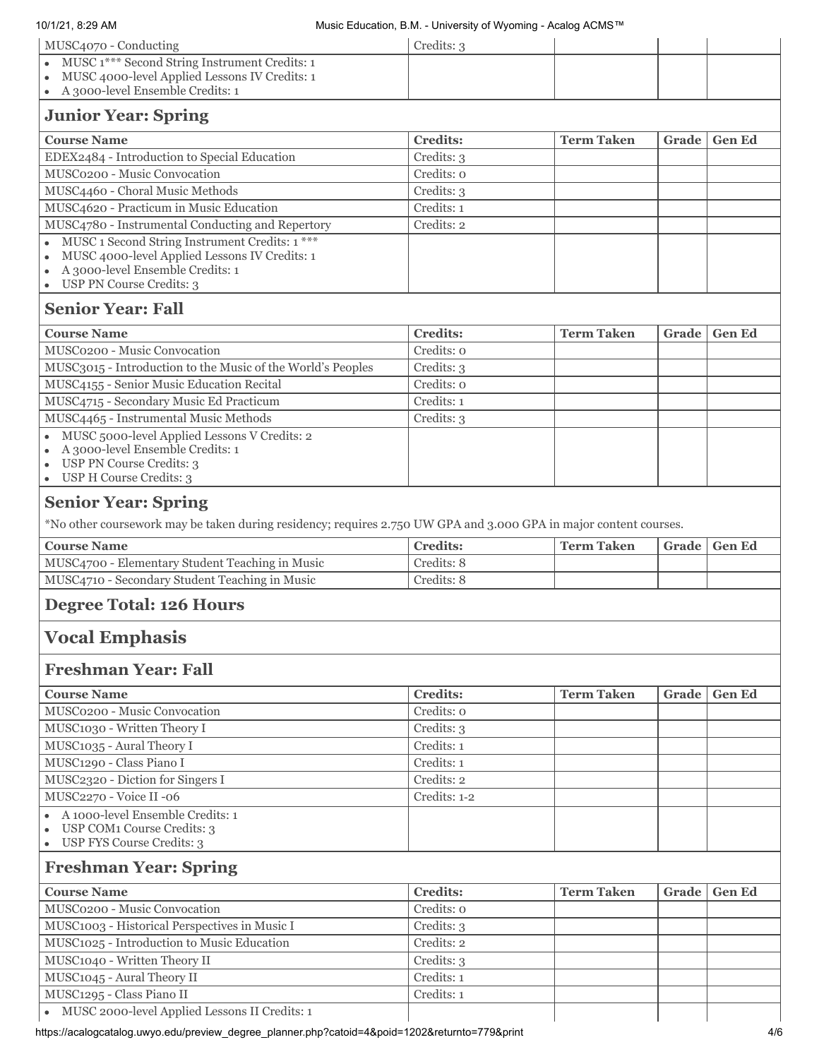| Course Name | Credits: | Term Taken | Grade | Gen Ed |
|---|---|---|---|---|
| MUSC4070 - Conducting | Credits: 3 | | | |
| • MUSC 1*** Second String Instrument Credits: 1<br>• MUSC 4000-level Applied Lessons IV Credits: 1<br>• A 3000-level Ensemble Credits: 1 | | | | |

## Junior Year: Spring

| Course Name | Credits: | Term Taken | Grade | Gen Ed |
|---|---|---|---|---|
| EDEX2484 - Introduction to Special Education | Credits: 3 | | | |
| MUSC0200 - Music Convocation | Credits: 0 | | | |
| MUSC4460 - Choral Music Methods | Credits: 3 | | | |
| MUSC4620 - Practicum in Music Education | Credits: 1 | | | |
| MUSC4780 - Instrumental Conducting and Repertory | Credits: 2 | | | |
| • MUSC 1 Second String Instrument Credits: 1 ***<br>• MUSC 4000-level Applied Lessons IV Credits: 1<br>• A 3000-level Ensemble Credits: 1<br>• USP PN Course Credits: 3 | | | | |

## Senior Year: Fall

| Course Name | Credits: | Term Taken | Grade | Gen Ed |
|---|---|---|---|---|
| MUSC0200 - Music Convocation | Credits: 0 | | | |
| MUSC3015 - Introduction to the Music of the World's Peoples | Credits: 3 | | | |
| MUSC4155 - Senior Music Education Recital | Credits: 0 | | | |
| MUSC4715 - Secondary Music Ed Practicum | Credits: 1 | | | |
| MUSC4465 - Instrumental Music Methods | Credits: 3 | | | |
| • MUSC 5000-level Applied Lessons V Credits: 2<br>• A 3000-level Ensemble Credits: 1<br>• USP PN Course Credits: 3<br>• USP H Course Credits: 3 | | | | |

## Senior Year: Spring

*No other coursework may be taken during residency; requires 2.750 UW GPA and 3.000 GPA in major content courses.

| Course Name | Credits: | Term Taken | Grade | Gen Ed |
|---|---|---|---|---|
| MUSC4700 - Elementary Student Teaching in Music | Credits: 8 | | | |
| MUSC4710 - Secondary Student Teaching in Music | Credits: 8 | | | |

## Degree Total: 126 Hours

## Vocal Emphasis

## Freshman Year: Fall

| Course Name | Credits: | Term Taken | Grade | Gen Ed |
|---|---|---|---|---|
| MUSC0200 - Music Convocation | Credits: 0 | | | |
| MUSC1030 - Written Theory I | Credits: 3 | | | |
| MUSC1035 - Aural Theory I | Credits: 1 | | | |
| MUSC1290 - Class Piano I | Credits: 1 | | | |
| MUSC2320 - Diction for Singers I | Credits: 2 | | | |
| MUSC2270 - Voice II -06 | Credits: 1-2 | | | |
| • A 1000-level Ensemble Credits: 1<br>• USP COM1 Course Credits: 3<br>• USP FYS Course Credits: 3 | | | | |

## Freshman Year: Spring

| Course Name | Credits: | Term Taken | Grade | Gen Ed |
|---|---|---|---|---|
| MUSC0200 - Music Convocation | Credits: 0 | | | |
| MUSC1003 - Historical Perspectives in Music I | Credits: 3 | | | |
| MUSC1025 - Introduction to Music Education | Credits: 2 | | | |
| MUSC1040 - Written Theory II | Credits: 3 | | | |
| MUSC1045 - Aural Theory II | Credits: 1 | | | |
| MUSC1295 - Class Piano II | Credits: 1 | | | |
| • MUSC 2000-level Applied Lessons II Credits: 1 | | | | |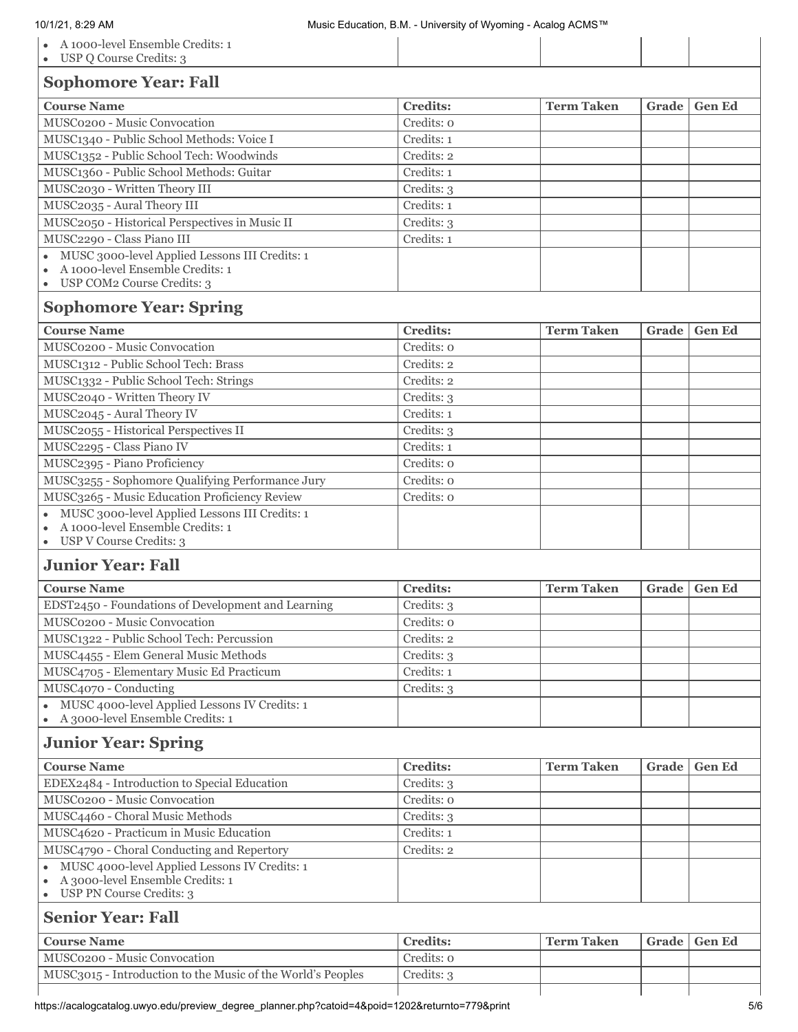- A 1000-level Ensemble Credits: 1
- USP Q Course Credits: 3

## Sophomore Year: Fall

| Course Name | Credits: | Term Taken | Grade | Gen Ed |
|---|---|---|---|---|
| MUSC0200 - Music Convocation | Credits: 0 | | | |
| MUSC1340 - Public School Methods: Voice I | Credits: 1 | | | |
| MUSC1352 - Public School Tech: Woodwinds | Credits: 2 | | | |
| MUSC1360 - Public School Methods: Guitar | Credits: 1 | | | |
| MUSC2030 - Written Theory III | Credits: 3 | | | |
| MUSC2035 - Aural Theory III | Credits: 1 | | | |
| MUSC2050 - Historical Perspectives in Music II | Credits: 3 | | | |
| MUSC2290 - Class Piano III | Credits: 1 | | | |

- MUSC 3000-level Applied Lessons III Credits: 1
- A 1000-level Ensemble Credits: 1
- USP COM2 Course Credits: 3

## Sophomore Year: Spring

| Course Name | Credits: | Term Taken | Grade | Gen Ed |
|---|---|---|---|---|
| MUSC0200 - Music Convocation | Credits: 0 | | | |
| MUSC1312 - Public School Tech: Brass | Credits: 2 | | | |
| MUSC1332 - Public School Tech: Strings | Credits: 2 | | | |
| MUSC2040 - Written Theory IV | Credits: 3 | | | |
| MUSC2045 - Aural Theory IV | Credits: 1 | | | |
| MUSC2055 - Historical Perspectives II | Credits: 3 | | | |
| MUSC2295 - Class Piano IV | Credits: 1 | | | |
| MUSC2395 - Piano Proficiency | Credits: 0 | | | |
| MUSC3255 - Sophomore Qualifying Performance Jury | Credits: 0 | | | |
| MUSC3265 - Music Education Proficiency Review | Credits: 0 | | | |

- MUSC 3000-level Applied Lessons III Credits: 1
- A 1000-level Ensemble Credits: 1
- USP V Course Credits: 3

## Junior Year: Fall

| Course Name | Credits: | Term Taken | Grade | Gen Ed |
|---|---|---|---|---|
| EDST2450 - Foundations of Development and Learning | Credits: 3 | | | |
| MUSC0200 - Music Convocation | Credits: 0 | | | |
| MUSC1322 - Public School Tech: Percussion | Credits: 2 | | | |
| MUSC4455 - Elem General Music Methods | Credits: 3 | | | |
| MUSC4705 - Elementary Music Ed Practicum | Credits: 1 | | | |
| MUSC4070 - Conducting | Credits: 3 | | | |

- MUSC 4000-level Applied Lessons IV Credits: 1
- A 3000-level Ensemble Credits: 1

## Junior Year: Spring

| Course Name | Credits: | Term Taken | Grade | Gen Ed |
|---|---|---|---|---|
| EDEX2484 - Introduction to Special Education | Credits: 3 | | | |
| MUSC0200 - Music Convocation | Credits: 0 | | | |
| MUSC4460 - Choral Music Methods | Credits: 3 | | | |
| MUSC4620 - Practicum in Music Education | Credits: 1 | | | |
| MUSC4790 - Choral Conducting and Repertory | Credits: 2 | | | |

- MUSC 4000-level Applied Lessons IV Credits: 1
- A 3000-level Ensemble Credits: 1
- USP PN Course Credits: 3

## Senior Year: Fall

| Course Name | Credits: | Term Taken | Grade | Gen Ed |
|---|---|---|---|---|
| MUSC0200 - Music Convocation | Credits: 0 | | | |
| MUSC3015 - Introduction to the Music of the World's Peoples | Credits: 3 | | | |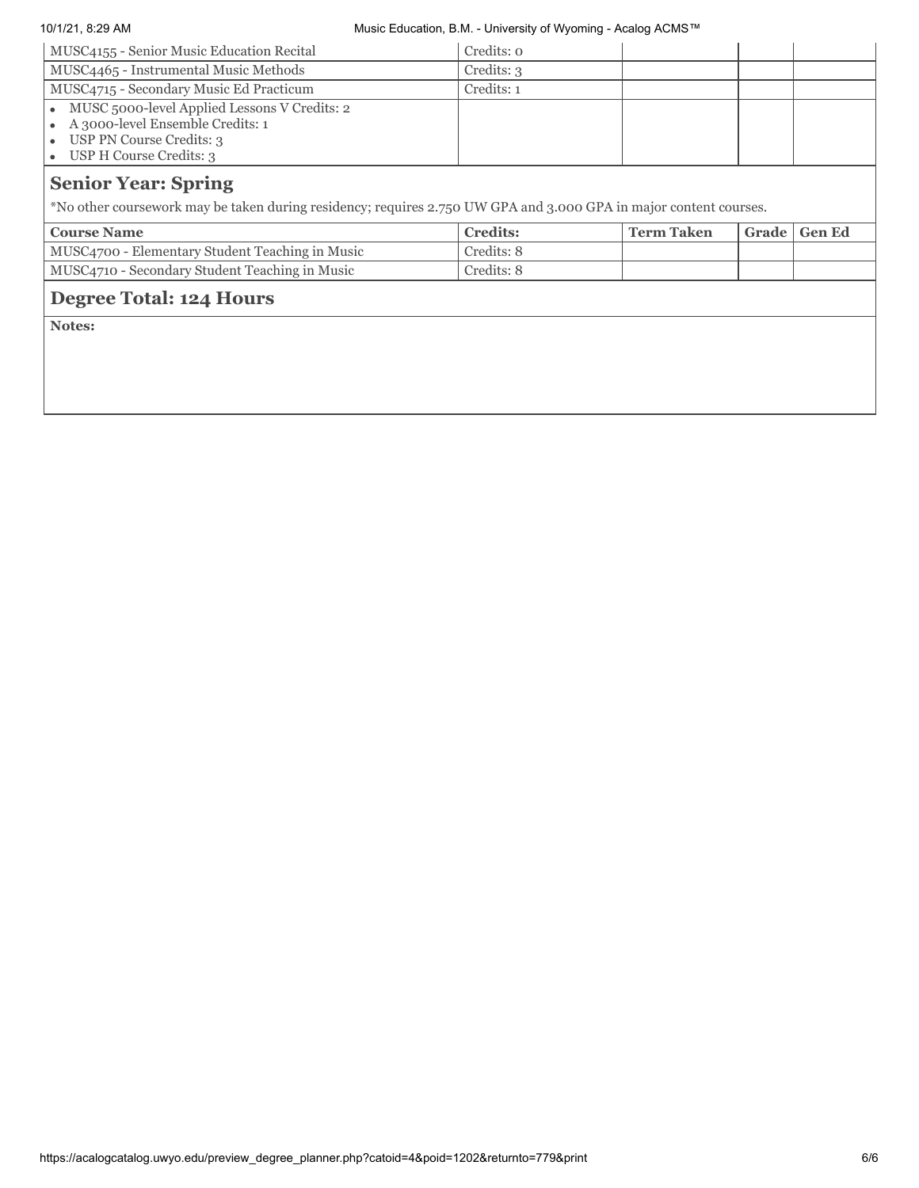| | | | | |
|---|---|---|---|---|
| MUSC4155 - Senior Music Education Recital | Credits: 0 | | | |
| MUSC4465 - Instrumental Music Methods | Credits: 3 | | | |
| MUSC4715 - Secondary Music Ed Practicum | Credits: 1 | | | |
| • MUSC 5000-level Applied Lessons V Credits: 2<br>• A 3000-level Ensemble Credits: 1<br>• USP PN Course Credits: 3<br>• USP H Course Credits: 3 | | | | |

## Senior Year: Spring

*No other coursework may be taken during residency; requires 2.750 UW GPA and 3.000 GPA in major content courses.

| Course Name | Credits: | Term Taken | Grade | Gen Ed |
|---|---|---|---|---|
| MUSC4700 - Elementary Student Teaching in Music | Credits: 8 | | | |
| MUSC4710 - Secondary Student Teaching in Music | Credits: 8 | | | |

## Degree Total: 124 Hours

**Notes:**